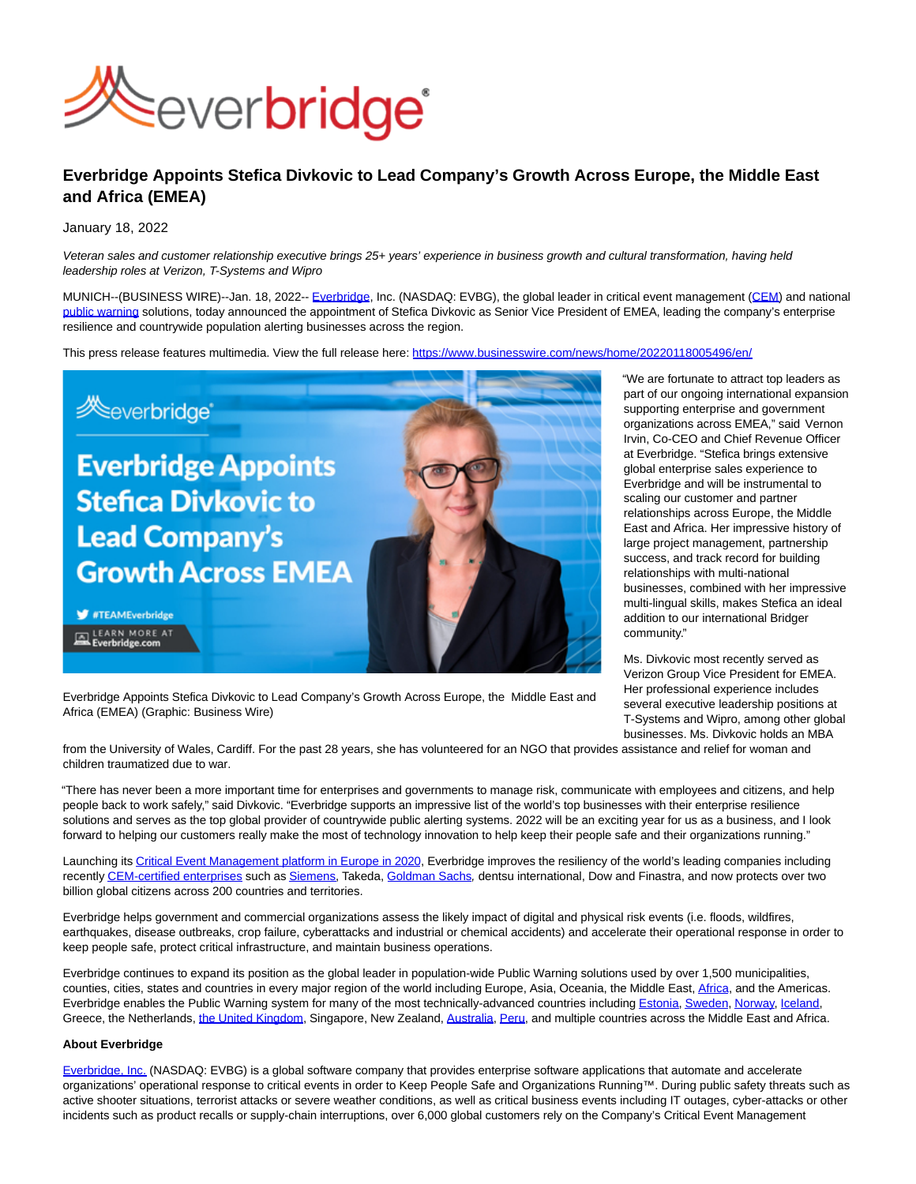# Everbridge Appoints Stefica Divkovic to Lead Company's Growth Across Europe, the Middle East and Africa (EMEA)

January 18, 2022

*Veteran sales and customer relationship executive brings 25+ years' experience in business growth and cultural transformation, having held leadership roles at Verizon, T-Systems and Wipro*

MUNICH--(BUSINESS WIRE)--Jan. 18, 2022-- Everbridge, Inc. (NASDAQ: EVBG), the global leader in critical event management (CEM) and national public warning solutions, today announced the appointment of Stefica Divkovic as Senior Vice President of EMEA, leading the company's enterprise resilience and countrywide population alerting businesses across the region.

This press release features multimedia. View the full release here: https://www.businesswire.com/news/home/20220118005496/en/

Everbridge Appoints Stefica Divkovic to Lead Company's Growth Across Europe, the Middle East and Africa (EMEA) (Graphic: Business Wire)

"We are fortunate to attract top leaders as part of our ongoing international expansion supporting enterprise and government organizations across EMEA," said Vernon Irvin, Co-CEO and Chief Revenue Officer at Everbridge. "Stefica brings extensive global enterprise sales experience to Everbridge and will be instrumental to scaling our customer and partner relationships across Europe, the Middle East and Africa. Her impressive history of large project management, partnership success, and track record for building relationships with multi-national businesses, combined with her impressive multi-lingual skills, makes Stefica an ideal addition to our international Bridger community."

Ms. Divkovic most recently served as Verizon Group Vice President for EMEA. Her professional experience includes several executive leadership positions at T-Systems and Wipro, among other global businesses. Ms. Divkovic holds an MBA from the University of Wales, Cardiff. For the past 28 years, she has volunteered for an NGO that provides assistance and relief for woman and children traumatized due to war.

"There has never been a more important time for enterprises and governments to manage risk, communicate with employees and citizens, and help people back to work safely," said Divkovic. "Everbridge supports an impressive list of the world's top businesses with their enterprise resilience solutions and serves as the top global provider of countrywide public alerting systems. 2022 will be an exciting year for us as a business, and I look forward to helping our customers really make the most of technology innovation to help keep their people safe and their organizations running."

Launching its Critical Event Management platform in Europe in 2020, Everbridge improves the resiliency of the world's leading companies including recently CEM-certified enterprises such as Siemens, Takeda, Goldman Sachs, dentsu international, Dow and Finastra, and now protects over two billion global citizens across 200 countries and territories.

Everbridge helps government and commercial organizations assess the likely impact of digital and physical risk events (i.e. floods, wildfires, earthquakes, disease outbreaks, crop failure, cyberattacks and industrial or chemical accidents) and accelerate their operational response in order to keep people safe, protect critical infrastructure, and maintain business operations.

Everbridge continues to expand its position as the global leader in population-wide Public Warning solutions used by over 1,500 municipalities, counties, cities, states and countries in every major region of the world including Europe, Asia, Oceania, the Middle East, Africa, and the Americas. Everbridge enables the Public Warning system for many of the most technically-advanced countries including Estonia, Sweden, Norway, Iceland, Greece, the Netherlands, the United Kingdom, Singapore, New Zealand, Australia, Peru, and multiple countries across the Middle East and Africa.

**About Everbridge**

Everbridge, Inc. (NASDAQ: EVBG) is a global software company that provides enterprise software applications that automate and accelerate organizations' operational response to critical events in order to Keep People Safe and Organizations Running™. During public safety threats such as active shooter situations, terrorist attacks or severe weather conditions, as well as critical business events including IT outages, cyber-attacks or other incidents such as product recalls or supply-chain interruptions, over 6,000 global customers rely on the Company's Critical Event Management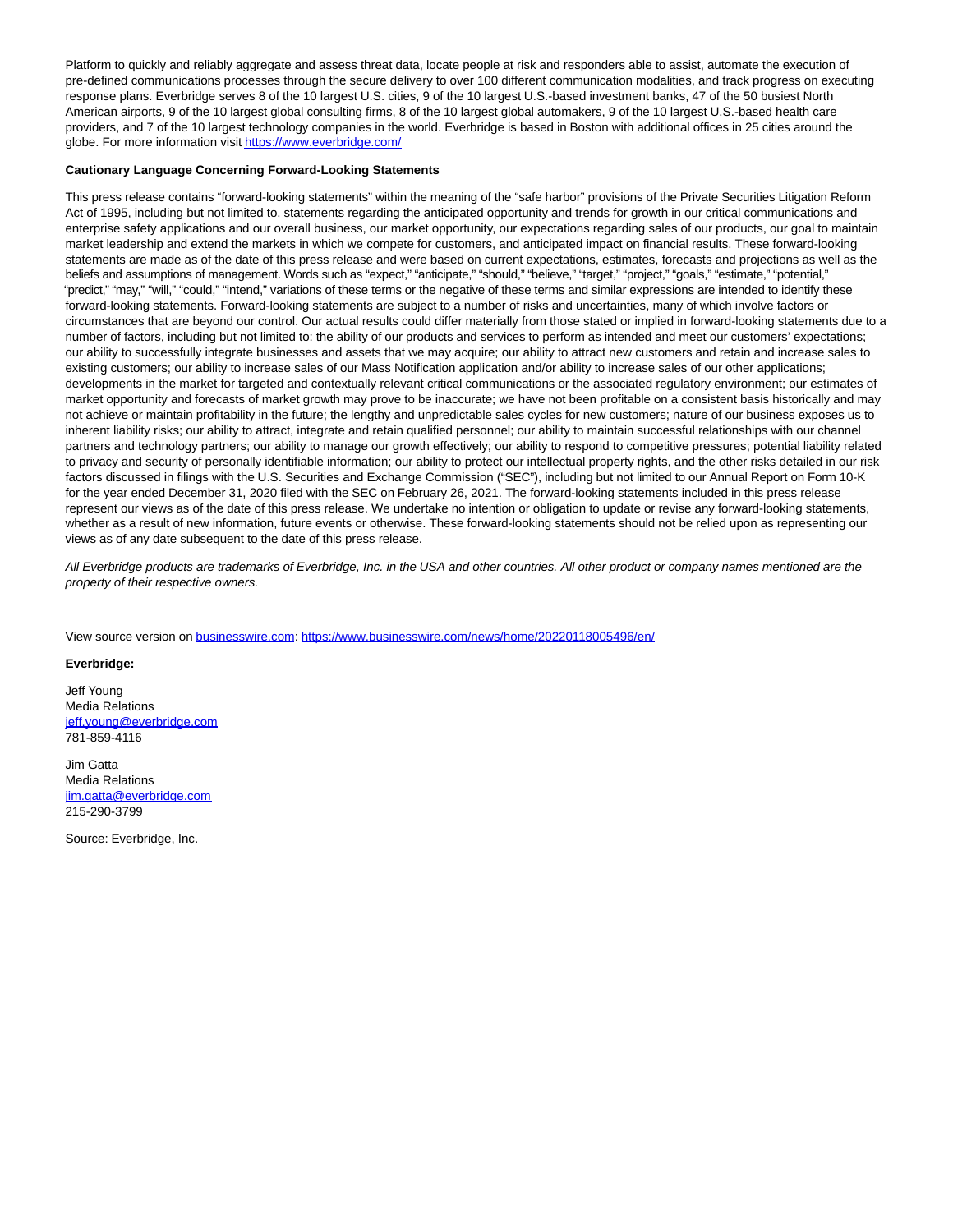Platform to quickly and reliably aggregate and assess threat data, locate people at risk and responders able to assist, automate the execution of pre-defined communications processes through the secure delivery to over 100 different communication modalities, and track progress on executing response plans. Everbridge serves 8 of the 10 largest U.S. cities, 9 of the 10 largest U.S.-based investment banks, 47 of the 50 busiest North American airports, 9 of the 10 largest global consulting firms, 8 of the 10 largest global automakers, 9 of the 10 largest U.S.-based health care providers, and 7 of the 10 largest technology companies in the world. Everbridge is based in Boston with additional offices in 25 cities around the globe. For more information visit https://www.everbridge.com/

**Cautionary Language Concerning Forward-Looking Statements**

This press release contains "forward-looking statements" within the meaning of the "safe harbor" provisions of the Private Securities Litigation Reform Act of 1995, including but not limited to, statements regarding the anticipated opportunity and trends for growth in our critical communications and enterprise safety applications and our overall business, our market opportunity, our expectations regarding sales of our products, our goal to maintain market leadership and extend the markets in which we compete for customers, and anticipated impact on financial results. These forward-looking statements are made as of the date of this press release and were based on current expectations, estimates, forecasts and projections as well as the beliefs and assumptions of management. Words such as "expect," "anticipate," "should," "believe," "target," "project," "goals," "estimate," "potential," "predict," "may," "will," "could," "intend," variations of these terms or the negative of these terms and similar expressions are intended to identify these forward-looking statements. Forward-looking statements are subject to a number of risks and uncertainties, many of which involve factors or circumstances that are beyond our control. Our actual results could differ materially from those stated or implied in forward-looking statements due to a number of factors, including but not limited to: the ability of our products and services to perform as intended and meet our customers' expectations; our ability to successfully integrate businesses and assets that we may acquire; our ability to attract new customers and retain and increase sales to existing customers; our ability to increase sales of our Mass Notification application and/or ability to increase sales of our other applications; developments in the market for targeted and contextually relevant critical communications or the associated regulatory environment; our estimates of market opportunity and forecasts of market growth may prove to be inaccurate; we have not been profitable on a consistent basis historically and may not achieve or maintain profitability in the future; the lengthy and unpredictable sales cycles for new customers; nature of our business exposes us to inherent liability risks; our ability to attract, integrate and retain qualified personnel; our ability to maintain successful relationships with our channel partners and technology partners; our ability to manage our growth effectively; our ability to respond to competitive pressures; potential liability related to privacy and security of personally identifiable information; our ability to protect our intellectual property rights, and the other risks detailed in our risk factors discussed in filings with the U.S. Securities and Exchange Commission ("SEC"), including but not limited to our Annual Report on Form 10-K for the year ended December 31, 2020 filed with the SEC on February 26, 2021. The forward-looking statements included in this press release represent our views as of the date of this press release. We undertake no intention or obligation to update or revise any forward-looking statements, whether as a result of new information, future events or otherwise. These forward-looking statements should not be relied upon as representing our views as of any date subsequent to the date of this press release.

*All Everbridge products are trademarks of Everbridge, Inc. in the USA and other countries. All other product or company names mentioned are the property of their respective owners.*

View source version on businesswire.com: https://www.businesswire.com/news/home/20220118005496/en/

**Everbridge:**

Jeff Young  
Media Relations  
jeff.young@everbridge.com  
781-859-4116

Jim Gatta  
Media Relations  
jim.gatta@everbridge.com  
215-290-3799

Source: Everbridge, Inc.